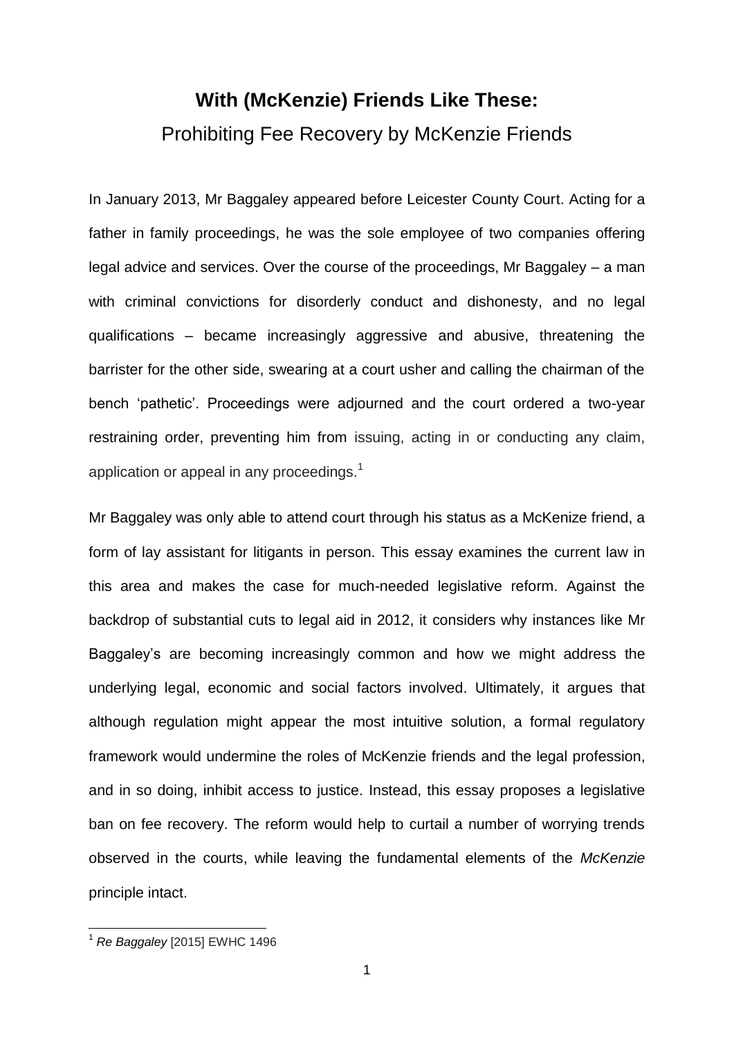# With (McKenzie) Friends Like These:
## Prohibiting Fee Recovery by McKenzie Friends

In January 2013, Mr Baggaley appeared before Leicester County Court. Acting for a father in family proceedings, he was the sole employee of two companies offering legal advice and services. Over the course of the proceedings, Mr Baggaley – a man with criminal convictions for disorderly conduct and dishonesty, and no legal qualifications – became increasingly aggressive and abusive, threatening the barrister for the other side, swearing at a court usher and calling the chairman of the bench 'pathetic'. Proceedings were adjourned and the court ordered a two-year restraining order, preventing him from issuing, acting in or conducting any claim, application or appeal in any proceedings.[1]

Mr Baggaley was only able to attend court through his status as a McKenize friend, a form of lay assistant for litigants in person. This essay examines the current law in this area and makes the case for much-needed legislative reform. Against the backdrop of substantial cuts to legal aid in 2012, it considers why instances like Mr Baggaley's are becoming increasingly common and how we might address the underlying legal, economic and social factors involved. Ultimately, it argues that although regulation might appear the most intuitive solution, a formal regulatory framework would undermine the roles of McKenzie friends and the legal profession, and in so doing, inhibit access to justice. Instead, this essay proposes a legislative ban on fee recovery. The reform would help to curtail a number of worrying trends observed in the courts, while leaving the fundamental elements of the *McKenzie* principle intact.

---

[1] *Re Baggaley* [2015] EWHC 1496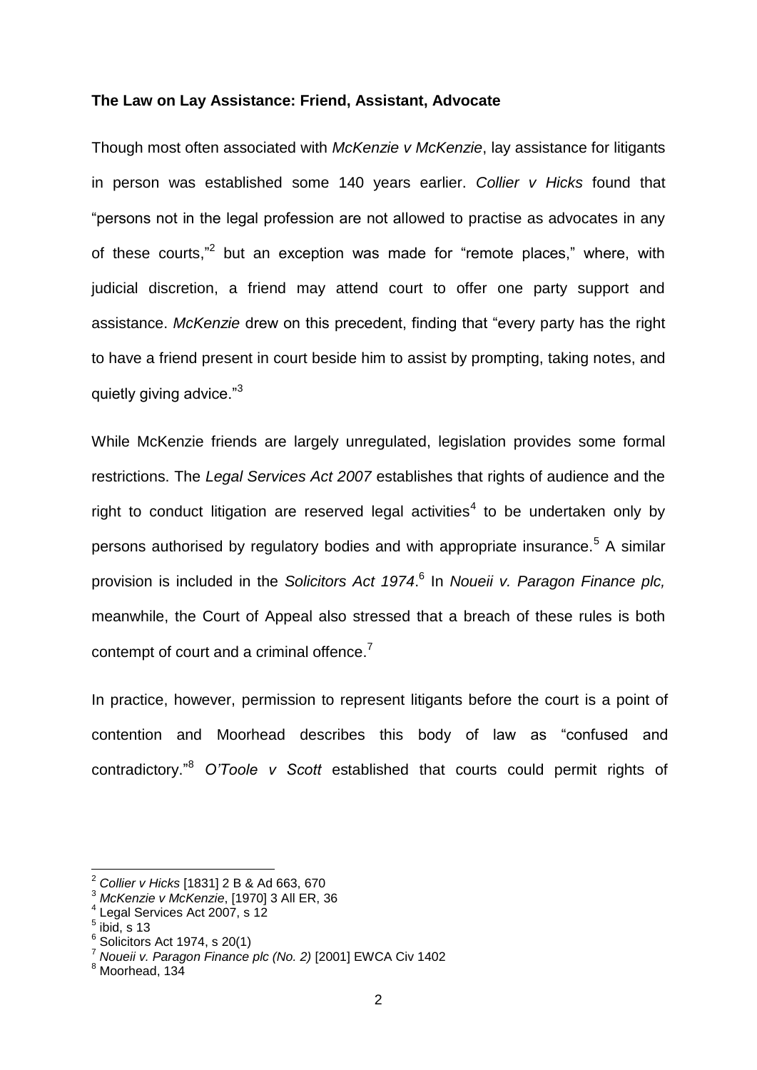**The Law on Lay Assistance: Friend, Assistant, Advocate**

Though most often associated with *McKenzie v McKenzie*, lay assistance for litigants in person was established some 140 years earlier. *Collier v Hicks* found that "persons not in the legal profession are not allowed to practise as advocates in any of these courts,"[2] but an exception was made for "remote places," where, with judicial discretion, a friend may attend court to offer one party support and assistance. *McKenzie* drew on this precedent, finding that "every party has the right to have a friend present in court beside him to assist by prompting, taking notes, and quietly giving advice."[3]

While McKenzie friends are largely unregulated, legislation provides some formal restrictions. The *Legal Services Act 2007* establishes that rights of audience and the right to conduct litigation are reserved legal activities[4] to be undertaken only by persons authorised by regulatory bodies and with appropriate insurance.[5] A similar provision is included in the *Solicitors Act 1974*.[6] In *Noueii v. Paragon Finance plc,* meanwhile, the Court of Appeal also stressed that a breach of these rules is both contempt of court and a criminal offence.[7]

In practice, however, permission to represent litigants before the court is a point of contention and Moorhead describes this body of law as "confused and contradictory."[8] *O'Toole v Scott* established that courts could permit rights of

---

[2] *Collier v Hicks* [1831] 2 B & Ad 663, 670

[3] *McKenzie v McKenzie*, [1970] 3 All ER, 36

[4] Legal Services Act 2007, s 12

[5] ibid, s 13

[6] Solicitors Act 1974, s 20(1)

[7] *Noueii v. Paragon Finance plc (No. 2)* [2001] EWCA Civ 1402

[8] Moorhead, 134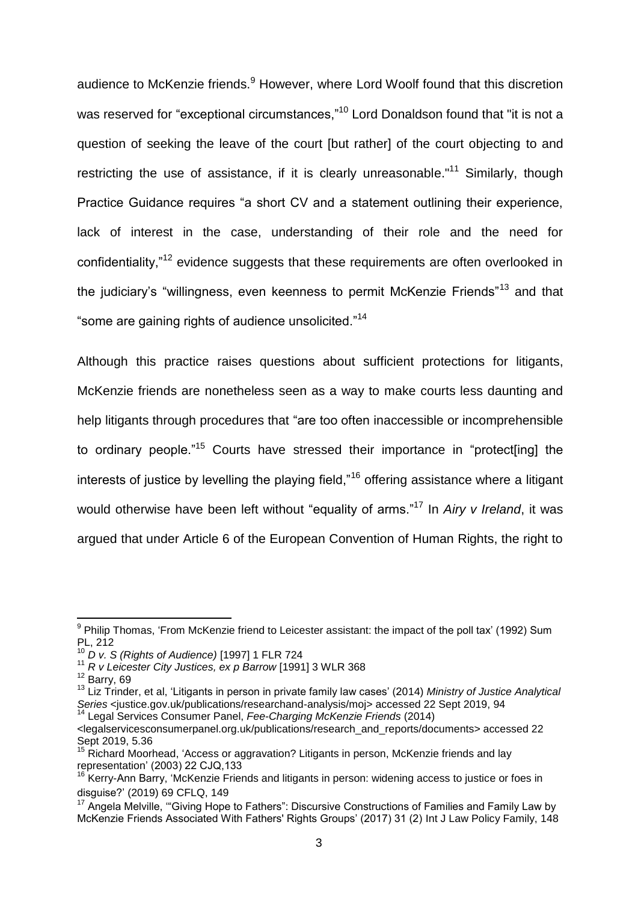audience to McKenzie friends.[9] However, where Lord Woolf found that this discretion was reserved for "exceptional circumstances,"[10] Lord Donaldson found that "it is not a question of seeking the leave of the court [but rather] of the court objecting to and restricting the use of assistance, if it is clearly unreasonable."[11] Similarly, though Practice Guidance requires "a short CV and a statement outlining their experience, lack of interest in the case, understanding of their role and the need for confidentiality,"[12] evidence suggests that these requirements are often overlooked in the judiciary's "willingness, even keenness to permit McKenzie Friends"[13] and that "some are gaining rights of audience unsolicited."[14]

Although this practice raises questions about sufficient protections for litigants, McKenzie friends are nonetheless seen as a way to make courts less daunting and help litigants through procedures that "are too often inaccessible or incomprehensible to ordinary people."[15] Courts have stressed their importance in "protect[ing] the interests of justice by levelling the playing field,"[16] offering assistance where a litigant would otherwise have been left without "equality of arms."[17] In *Airy v Ireland*, it was argued that under Article 6 of the European Convention of Human Rights, the right to

---

[9] Philip Thomas, 'From McKenzie friend to Leicester assistant: the impact of the poll tax' (1992) Sum PL, 212

[10] *D v. S (Rights of Audience)* [1997] 1 FLR 724

[11] *R v Leicester City Justices, ex p Barrow* [1991] 3 WLR 368

[12] Barry, 69

[13] Liz Trinder, et al, 'Litigants in person in private family law cases' (2014) *Ministry of Justice Analytical Series* <justice.gov.uk/publications/researchand-analysis/moj> accessed 22 Sept 2019, 94

[14] Legal Services Consumer Panel, *Fee-Charging McKenzie Friends* (2014) <legalservicesconsumerpanel.org.uk/publications/research_and_reports/documents> accessed 22 Sept 2019, 5.36

[15] Richard Moorhead, 'Access or aggravation? Litigants in person, McKenzie friends and lay representation' (2003) 22 CJQ,133

[16] Kerry-Ann Barry, 'McKenzie Friends and litigants in person: widening access to justice or foes in disguise?' (2019) 69 CFLQ, 149

[17] Angela Melville, '"Giving Hope to Fathers": Discursive Constructions of Families and Family Law by McKenzie Friends Associated With Fathers' Rights Groups' (2017) 31 (2) Int J Law Policy Family, 148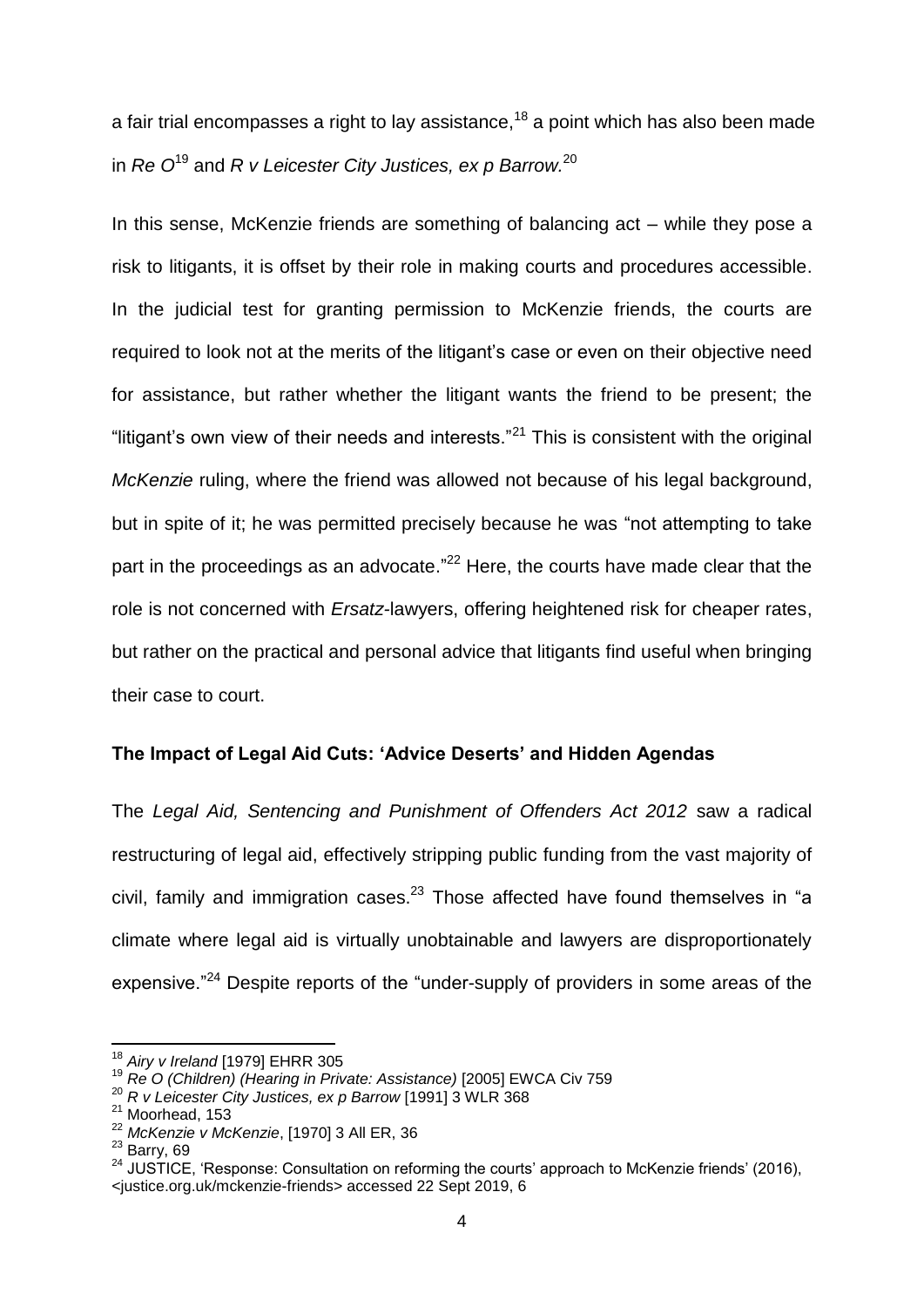a fair trial encompasses a right to lay assistance,[18] a point which has also been made in *Re O*[19] and *R v Leicester City Justices, ex p Barrow.*[20]

In this sense, McKenzie friends are something of balancing act – while they pose a risk to litigants, it is offset by their role in making courts and procedures accessible. In the judicial test for granting permission to McKenzie friends, the courts are required to look not at the merits of the litigant's case or even on their objective need for assistance, but rather whether the litigant wants the friend to be present; the "litigant's own view of their needs and interests."[21] This is consistent with the original *McKenzie* ruling, where the friend was allowed not because of his legal background, but in spite of it; he was permitted precisely because he was "not attempting to take part in the proceedings as an advocate."[22] Here, the courts have made clear that the role is not concerned with *Ersatz*-lawyers, offering heightened risk for cheaper rates, but rather on the practical and personal advice that litigants find useful when bringing their case to court.

**The Impact of Legal Aid Cuts: 'Advice Deserts' and Hidden Agendas**

The *Legal Aid, Sentencing and Punishment of Offenders Act 2012* saw a radical restructuring of legal aid, effectively stripping public funding from the vast majority of civil, family and immigration cases.[23] Those affected have found themselves in "a climate where legal aid is virtually unobtainable and lawyers are disproportionately expensive."[24] Despite reports of the "under-supply of providers in some areas of the

---

[18] *Airy v Ireland* [1979] EHRR 305

[19] *Re O (Children) (Hearing in Private: Assistance)* [2005] EWCA Civ 759

[20] *R v Leicester City Justices, ex p Barrow* [1991] 3 WLR 368

[21] Moorhead, 153

[22] *McKenzie v McKenzie*, [1970] 3 All ER, 36

[23] Barry, 69

[24] JUSTICE, 'Response: Consultation on reforming the courts' approach to McKenzie friends' (2016), <justice.org.uk/mckenzie-friends> accessed 22 Sept 2019, 6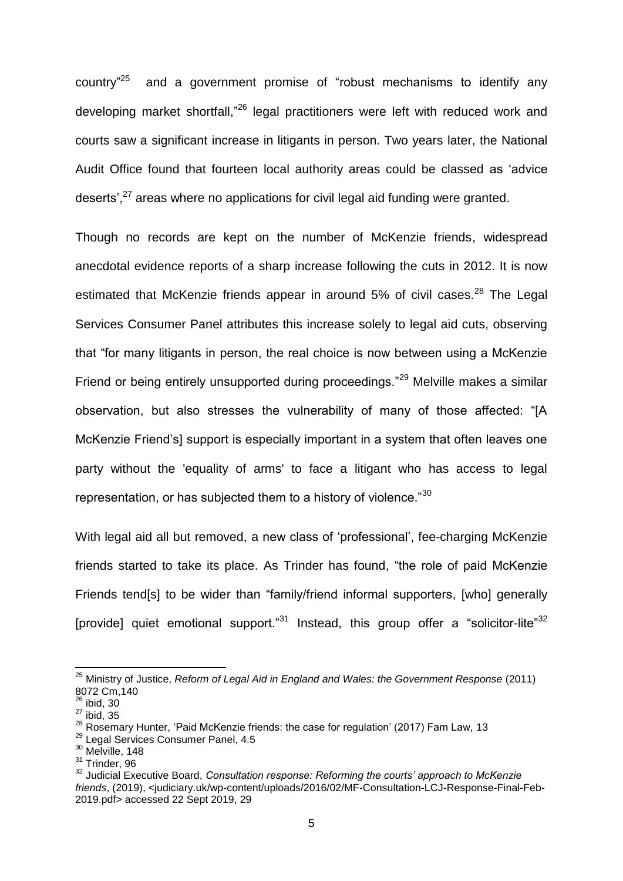country"[25] and a government promise of "robust mechanisms to identify any developing market shortfall,"[26] legal practitioners were left with reduced work and courts saw a significant increase in litigants in person. Two years later, the National Audit Office found that fourteen local authority areas could be classed as 'advice deserts',[27] areas where no applications for civil legal aid funding were granted.

Though no records are kept on the number of McKenzie friends, widespread anecdotal evidence reports of a sharp increase following the cuts in 2012. It is now estimated that McKenzie friends appear in around 5% of civil cases.[28] The Legal Services Consumer Panel attributes this increase solely to legal aid cuts, observing that "for many litigants in person, the real choice is now between using a McKenzie Friend or being entirely unsupported during proceedings."[29] Melville makes a similar observation, but also stresses the vulnerability of many of those affected: "[A McKenzie Friend's] support is especially important in a system that often leaves one party without the 'equality of arms' to face a litigant who has access to legal representation, or has subjected them to a history of violence."[30]

With legal aid all but removed, a new class of 'professional', fee-charging McKenzie friends started to take its place. As Trinder has found, "the role of paid McKenzie Friends tend[s] to be wider than "family/friend informal supporters, [who] generally [provide] quiet emotional support."[31] Instead, this group offer a "solicitor-lite"[32]

---

[25] Ministry of Justice, *Reform of Legal Aid in England and Wales: the Government Response* (2011) 8072 Cm,140

[26] ibid, 30

[27] ibid, 35

[28] Rosemary Hunter, 'Paid McKenzie friends: the case for regulation' (2017) Fam Law, 13

[29] Legal Services Consumer Panel, 4.5

[30] Melville, 148

[31] Trinder, 96

[32] Judicial Executive Board, *Consultation response: Reforming the courts' approach to McKenzie friends*, (2019), <judiciary.uk/wp-content/uploads/2016/02/MF-Consultation-LCJ-Response-Final-Feb-2019.pdf> accessed 22 Sept 2019, 29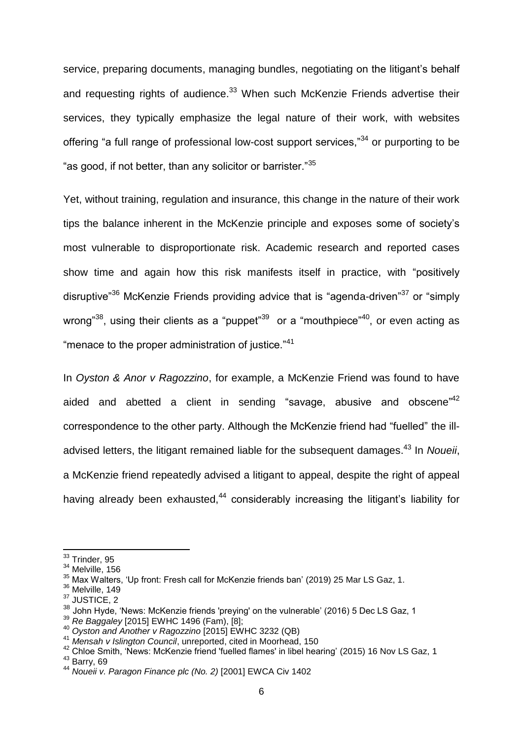service, preparing documents, managing bundles, negotiating on the litigant's behalf and requesting rights of audience.[33] When such McKenzie Friends advertise their services, they typically emphasize the legal nature of their work, with websites offering "a full range of professional low-cost support services,"[34] or purporting to be "as good, if not better, than any solicitor or barrister."[35]

Yet, without training, regulation and insurance, this change in the nature of their work tips the balance inherent in the McKenzie principle and exposes some of society's most vulnerable to disproportionate risk. Academic research and reported cases show time and again how this risk manifests itself in practice, with "positively disruptive"[36] McKenzie Friends providing advice that is "agenda-driven"[37] or "simply wrong"[38], using their clients as a "puppet"[39] or a "mouthpiece"[40], or even acting as "menace to the proper administration of justice."[41]

In *Oyston & Anor v Ragozzino*, for example, a McKenzie Friend was found to have aided and abetted a client in sending "savage, abusive and obscene"[42] correspondence to the other party. Although the McKenzie friend had "fuelled" the ill-advised letters, the litigant remained liable for the subsequent damages.[43] In *Noueii*, a McKenzie friend repeatedly advised a litigant to appeal, despite the right of appeal having already been exhausted,[44] considerably increasing the litigant's liability for

---

[33] Trinder, 95

[34] Melville, 156

[35] Max Walters, 'Up front: Fresh call for McKenzie friends ban' (2019) 25 Mar LS Gaz, 1.

[36] Melville, 149

[37] JUSTICE, 2

[38] John Hyde, 'News: McKenzie friends 'preying' on the vulnerable' (2016) 5 Dec LS Gaz, 1

[39] *Re Baggaley* [2015] EWHC 1496 (Fam), [8];

[40] *Oyston and Another v Ragozzino* [2015] EWHC 3232 (QB)

[41] *Mensah v Islington Council*, unreported, cited in Moorhead, 150

[42] Chloe Smith, 'News: McKenzie friend 'fuelled flames' in libel hearing' (2015) 16 Nov LS Gaz, 1

[43] Barry, 69

[44] *Noueii v. Paragon Finance plc (No. 2)* [2001] EWCA Civ 1402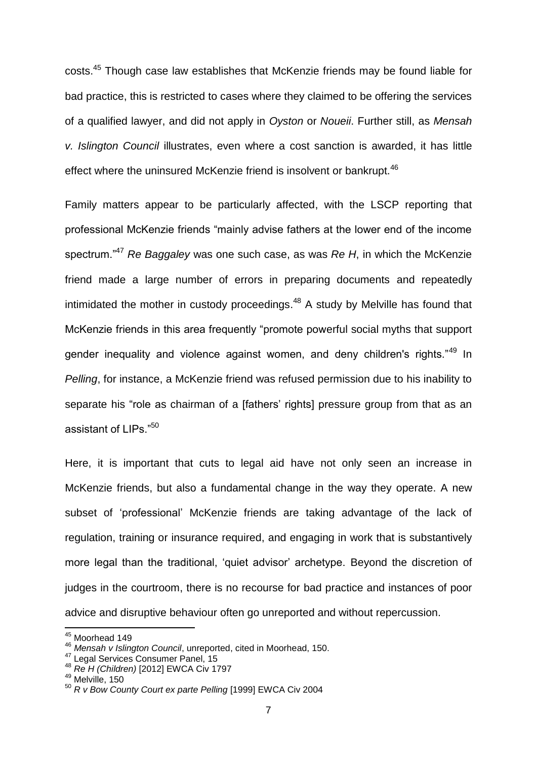costs.[45] Though case law establishes that McKenzie friends may be found liable for bad practice, this is restricted to cases where they claimed to be offering the services of a qualified lawyer, and did not apply in *Oyston* or *Noueii*. Further still, as *Mensah v. Islington Council* illustrates, even where a cost sanction is awarded, it has little effect where the uninsured McKenzie friend is insolvent or bankrupt.[46]

Family matters appear to be particularly affected, with the LSCP reporting that professional McKenzie friends "mainly advise fathers at the lower end of the income spectrum."[47] *Re Baggaley* was one such case, as was *Re H*, in which the McKenzie friend made a large number of errors in preparing documents and repeatedly intimidated the mother in custody proceedings.[48] A study by Melville has found that McKenzie friends in this area frequently "promote powerful social myths that support gender inequality and violence against women, and deny children's rights."[49] In *Pelling*, for instance, a McKenzie friend was refused permission due to his inability to separate his "role as chairman of a [fathers' rights] pressure group from that as an assistant of LIPs."[50]

Here, it is important that cuts to legal aid have not only seen an increase in McKenzie friends, but also a fundamental change in the way they operate. A new subset of 'professional' McKenzie friends are taking advantage of the lack of regulation, training or insurance required, and engaging in work that is substantively more legal than the traditional, 'quiet advisor' archetype. Beyond the discretion of judges in the courtroom, there is no recourse for bad practice and instances of poor advice and disruptive behaviour often go unreported and without repercussion.

---

[45] Moorhead 149
[46] *Mensah v Islington Council*, unreported, cited in Moorhead, 150.
[47] Legal Services Consumer Panel, 15
[48] *Re H (Children)* [2012] EWCA Civ 1797
[49] Melville, 150
[50] *R v Bow County Court ex parte Pelling* [1999] EWCA Civ 2004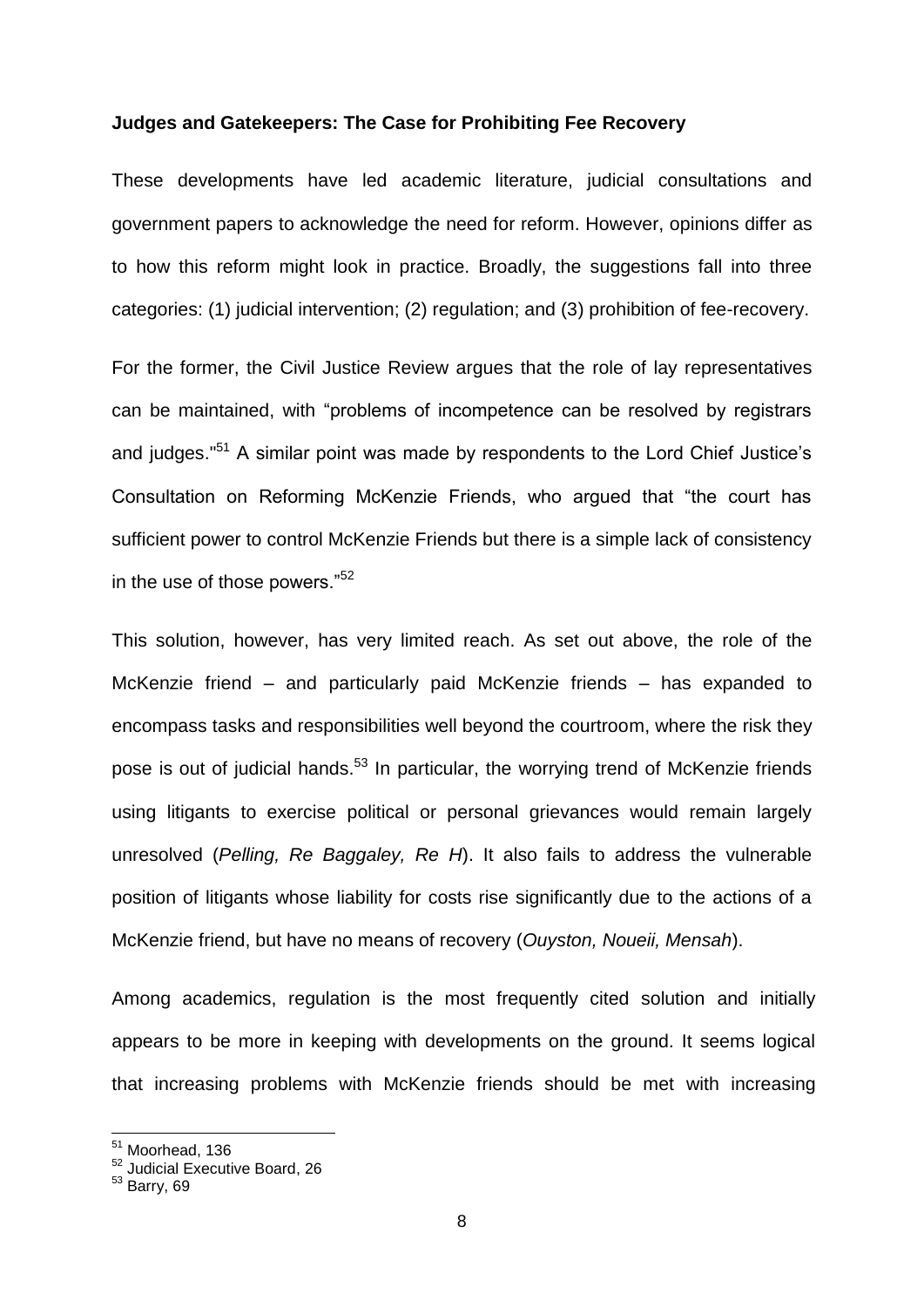**Judges and Gatekeepers: The Case for Prohibiting Fee Recovery**

These developments have led academic literature, judicial consultations and government papers to acknowledge the need for reform. However, opinions differ as to how this reform might look in practice. Broadly, the suggestions fall into three categories: (1) judicial intervention; (2) regulation; and (3) prohibition of fee-recovery.

For the former, the Civil Justice Review argues that the role of lay representatives can be maintained, with "problems of incompetence can be resolved by registrars and judges."[51] A similar point was made by respondents to the Lord Chief Justice's Consultation on Reforming McKenzie Friends, who argued that "the court has sufficient power to control McKenzie Friends but there is a simple lack of consistency in the use of those powers."[52]

This solution, however, has very limited reach. As set out above, the role of the McKenzie friend – and particularly paid McKenzie friends – has expanded to encompass tasks and responsibilities well beyond the courtroom, where the risk they pose is out of judicial hands.[53] In particular, the worrying trend of McKenzie friends using litigants to exercise political or personal grievances would remain largely unresolved (*Pelling, Re Baggaley, Re H*). It also fails to address the vulnerable position of litigants whose liability for costs rise significantly due to the actions of a McKenzie friend, but have no means of recovery (*Ouyston, Noueii, Mensah*).

Among academics, regulation is the most frequently cited solution and initially appears to be more in keeping with developments on the ground. It seems logical that increasing problems with McKenzie friends should be met with increasing

---

[51] Moorhead, 136
[52] Judicial Executive Board, 26
[53] Barry, 69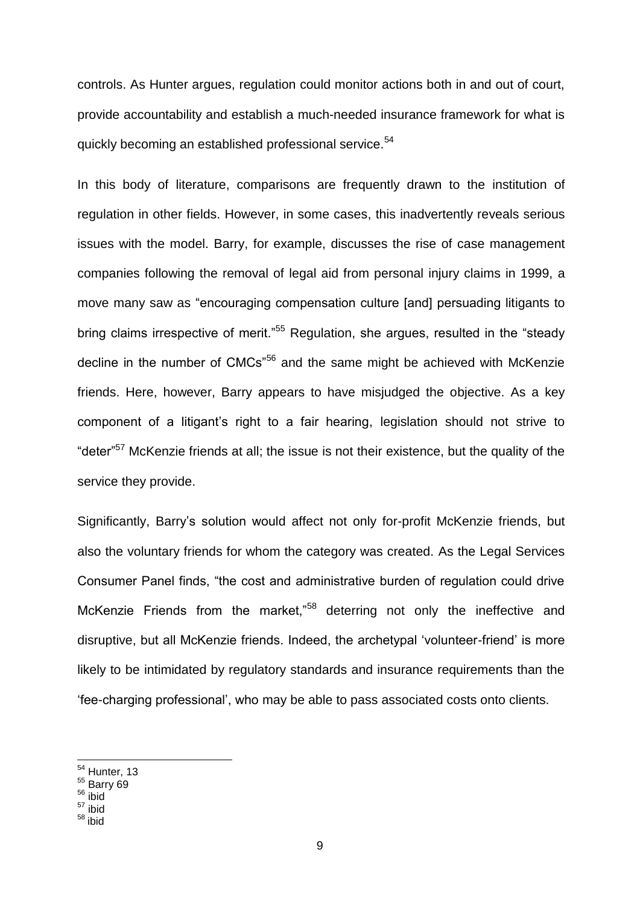controls. As Hunter argues, regulation could monitor actions both in and out of court, provide accountability and establish a much-needed insurance framework for what is quickly becoming an established professional service.[54]

In this body of literature, comparisons are frequently drawn to the institution of regulation in other fields. However, in some cases, this inadvertently reveals serious issues with the model. Barry, for example, discusses the rise of case management companies following the removal of legal aid from personal injury claims in 1999, a move many saw as "encouraging compensation culture [and] persuading litigants to bring claims irrespective of merit."[55] Regulation, she argues, resulted in the "steady decline in the number of CMCs"[56] and the same might be achieved with McKenzie friends. Here, however, Barry appears to have misjudged the objective. As a key component of a litigant's right to a fair hearing, legislation should not strive to "deter"[57] McKenzie friends at all; the issue is not their existence, but the quality of the service they provide.

Significantly, Barry's solution would affect not only for-profit McKenzie friends, but also the voluntary friends for whom the category was created. As the Legal Services Consumer Panel finds, "the cost and administrative burden of regulation could drive McKenzie Friends from the market,"[58] deterring not only the ineffective and disruptive, but all McKenzie friends. Indeed, the archetypal 'volunteer-friend' is more likely to be intimidated by regulatory standards and insurance requirements than the 'fee-charging professional', who may be able to pass associated costs onto clients.

---

[54] Hunter, 13
[55] Barry 69
[56] ibid
[57] ibid
[58] ibid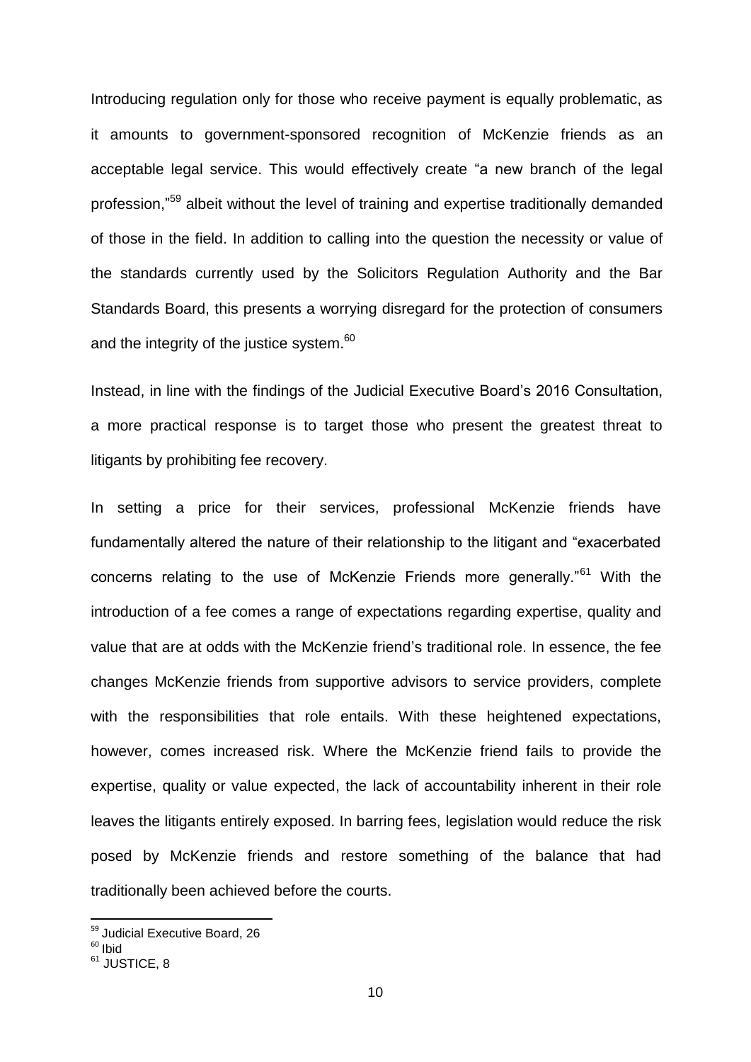Introducing regulation only for those who receive payment is equally problematic, as it amounts to government-sponsored recognition of McKenzie friends as an acceptable legal service. This would effectively create "a new branch of the legal profession,"[59] albeit without the level of training and expertise traditionally demanded of those in the field. In addition to calling into the question the necessity or value of the standards currently used by the Solicitors Regulation Authority and the Bar Standards Board, this presents a worrying disregard for the protection of consumers and the integrity of the justice system.[60]

Instead, in line with the findings of the Judicial Executive Board's 2016 Consultation, a more practical response is to target those who present the greatest threat to litigants by prohibiting fee recovery.

In setting a price for their services, professional McKenzie friends have fundamentally altered the nature of their relationship to the litigant and "exacerbated concerns relating to the use of McKenzie Friends more generally."[61] With the introduction of a fee comes a range of expectations regarding expertise, quality and value that are at odds with the McKenzie friend's traditional role. In essence, the fee changes McKenzie friends from supportive advisors to service providers, complete with the responsibilities that role entails. With these heightened expectations, however, comes increased risk. Where the McKenzie friend fails to provide the expertise, quality or value expected, the lack of accountability inherent in their role leaves the litigants entirely exposed. In barring fees, legislation would reduce the risk posed by McKenzie friends and restore something of the balance that had traditionally been achieved before the courts.

---

[59] Judicial Executive Board, 26

[60] Ibid

[61] JUSTICE, 8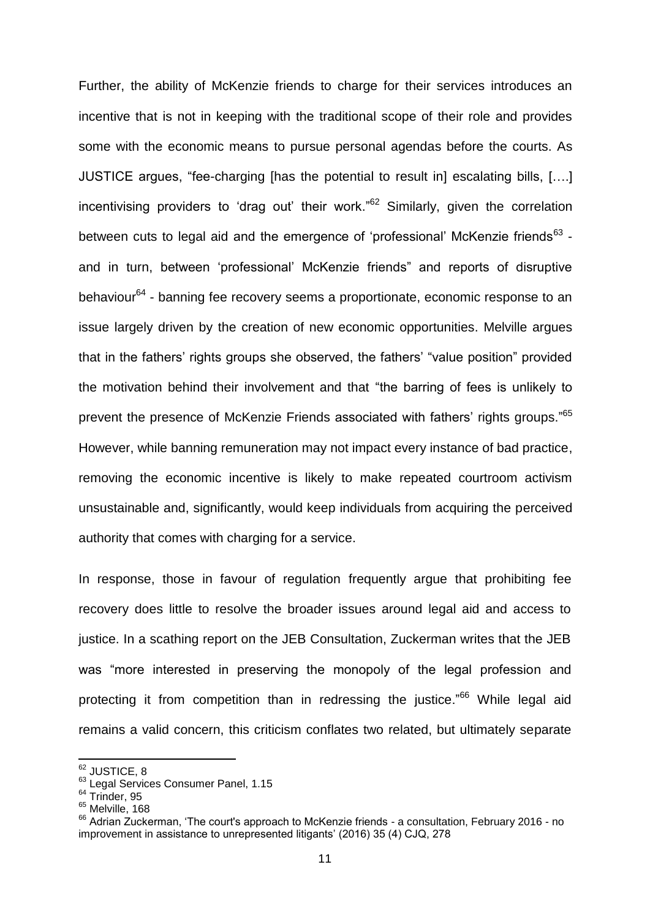Further, the ability of McKenzie friends to charge for their services introduces an incentive that is not in keeping with the traditional scope of their role and provides some with the economic means to pursue personal agendas before the courts. As JUSTICE argues, "fee-charging [has the potential to result in] escalating bills, [….] incentivising providers to 'drag out' their work."[62] Similarly, given the correlation between cuts to legal aid and the emergence of 'professional' McKenzie friends[63] - and in turn, between 'professional' McKenzie friends" and reports of disruptive behaviour[64] - banning fee recovery seems a proportionate, economic response to an issue largely driven by the creation of new economic opportunities. Melville argues that in the fathers' rights groups she observed, the fathers' "value position" provided the motivation behind their involvement and that "the barring of fees is unlikely to prevent the presence of McKenzie Friends associated with fathers' rights groups."[65] However, while banning remuneration may not impact every instance of bad practice, removing the economic incentive is likely to make repeated courtroom activism unsustainable and, significantly, would keep individuals from acquiring the perceived authority that comes with charging for a service.

In response, those in favour of regulation frequently argue that prohibiting fee recovery does little to resolve the broader issues around legal aid and access to justice. In a scathing report on the JEB Consultation, Zuckerman writes that the JEB was "more interested in preserving the monopoly of the legal profession and protecting it from competition than in redressing the justice."[66] While legal aid remains a valid concern, this criticism conflates two related, but ultimately separate

[62] JUSTICE, 8
[63] Legal Services Consumer Panel, 1.15
[64] Trinder, 95
[65] Melville, 168
[66] Adrian Zuckerman, 'The court's approach to McKenzie friends - a consultation, February 2016 - no improvement in assistance to unrepresented litigants' (2016) 35 (4) CJQ, 278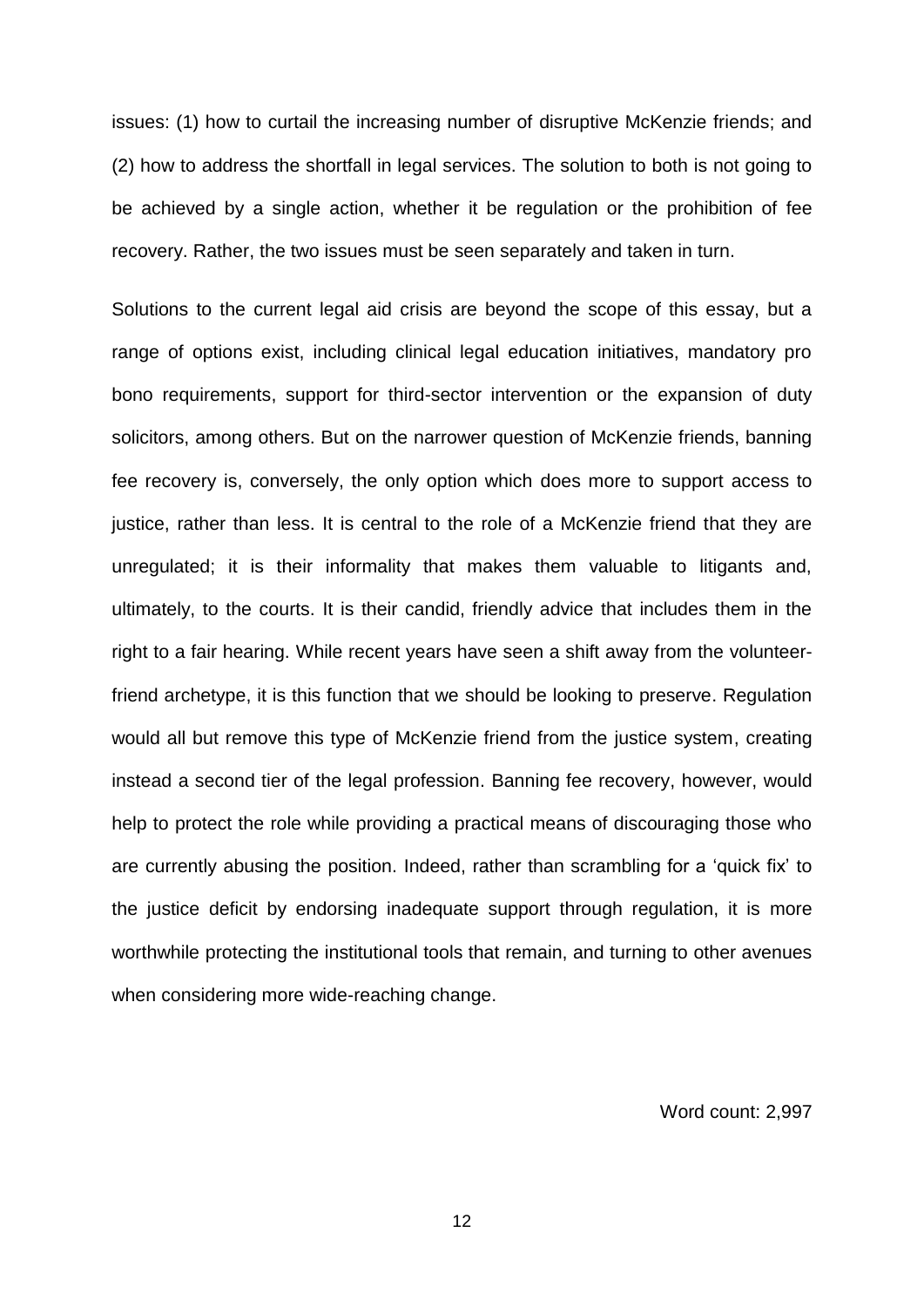issues: (1) how to curtail the increasing number of disruptive McKenzie friends; and (2) how to address the shortfall in legal services. The solution to both is not going to be achieved by a single action, whether it be regulation or the prohibition of fee recovery. Rather, the two issues must be seen separately and taken in turn.

Solutions to the current legal aid crisis are beyond the scope of this essay, but a range of options exist, including clinical legal education initiatives, mandatory pro bono requirements, support for third-sector intervention or the expansion of duty solicitors, among others. But on the narrower question of McKenzie friends, banning fee recovery is, conversely, the only option which does more to support access to justice, rather than less. It is central to the role of a McKenzie friend that they are unregulated; it is their informality that makes them valuable to litigants and, ultimately, to the courts. It is their candid, friendly advice that includes them in the right to a fair hearing. While recent years have seen a shift away from the volunteer-friend archetype, it is this function that we should be looking to preserve. Regulation would all but remove this type of McKenzie friend from the justice system, creating instead a second tier of the legal profession. Banning fee recovery, however, would help to protect the role while providing a practical means of discouraging those who are currently abusing the position. Indeed, rather than scrambling for a 'quick fix' to the justice deficit by endorsing inadequate support through regulation, it is more worthwhile protecting the institutional tools that remain, and turning to other avenues when considering more wide-reaching change.

Word count: 2,997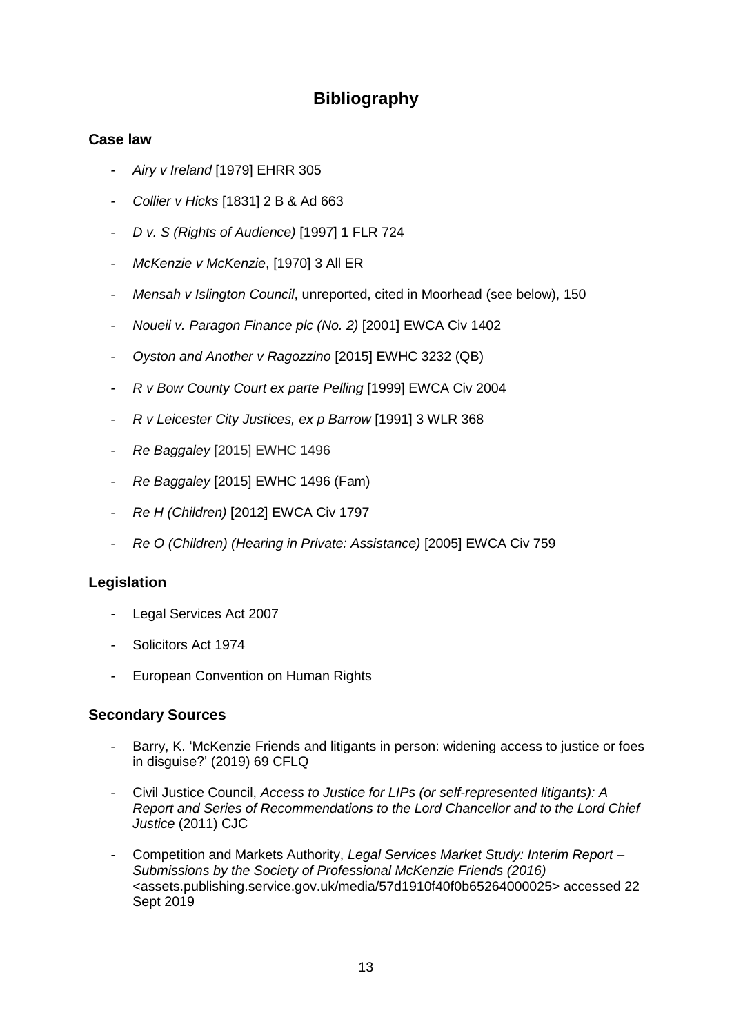# Bibliography

## Case law

- *Airy v Ireland* [1979] EHRR 305
- *Collier v Hicks* [1831] 2 B & Ad 663
- *D v. S (Rights of Audience)* [1997] 1 FLR 724
- *McKenzie v McKenzie*, [1970] 3 All ER
- *Mensah v Islington Council*, unreported, cited in Moorhead (see below), 150
- *Noueii v. Paragon Finance plc (No. 2)* [2001] EWCA Civ 1402
- *Oyston and Another v Ragozzino* [2015] EWHC 3232 (QB)
- *R v Bow County Court ex parte Pelling* [1999] EWCA Civ 2004
- *R v Leicester City Justices, ex p Barrow* [1991] 3 WLR 368
- *Re Baggaley* [2015] EWHC 1496
- *Re Baggaley* [2015] EWHC 1496 (Fam)
- *Re H (Children)* [2012] EWCA Civ 1797
- *Re O (Children) (Hearing in Private: Assistance)* [2005] EWCA Civ 759

## Legislation

- Legal Services Act 2007
- Solicitors Act 1974
- European Convention on Human Rights

## Secondary Sources

- Barry, K. 'McKenzie Friends and litigants in person: widening access to justice or foes in disguise?' (2019) 69 CFLQ
- Civil Justice Council, *Access to Justice for LIPs (or self-represented litigants): A Report and Series of Recommendations to the Lord Chancellor and to the Lord Chief Justice* (2011) CJC
- Competition and Markets Authority, *Legal Services Market Study: Interim Report – Submissions by the Society of Professional McKenzie Friends (2016)* <assets.publishing.service.gov.uk/media/57d1910f40f0b65264000025> accessed 22 Sept 2019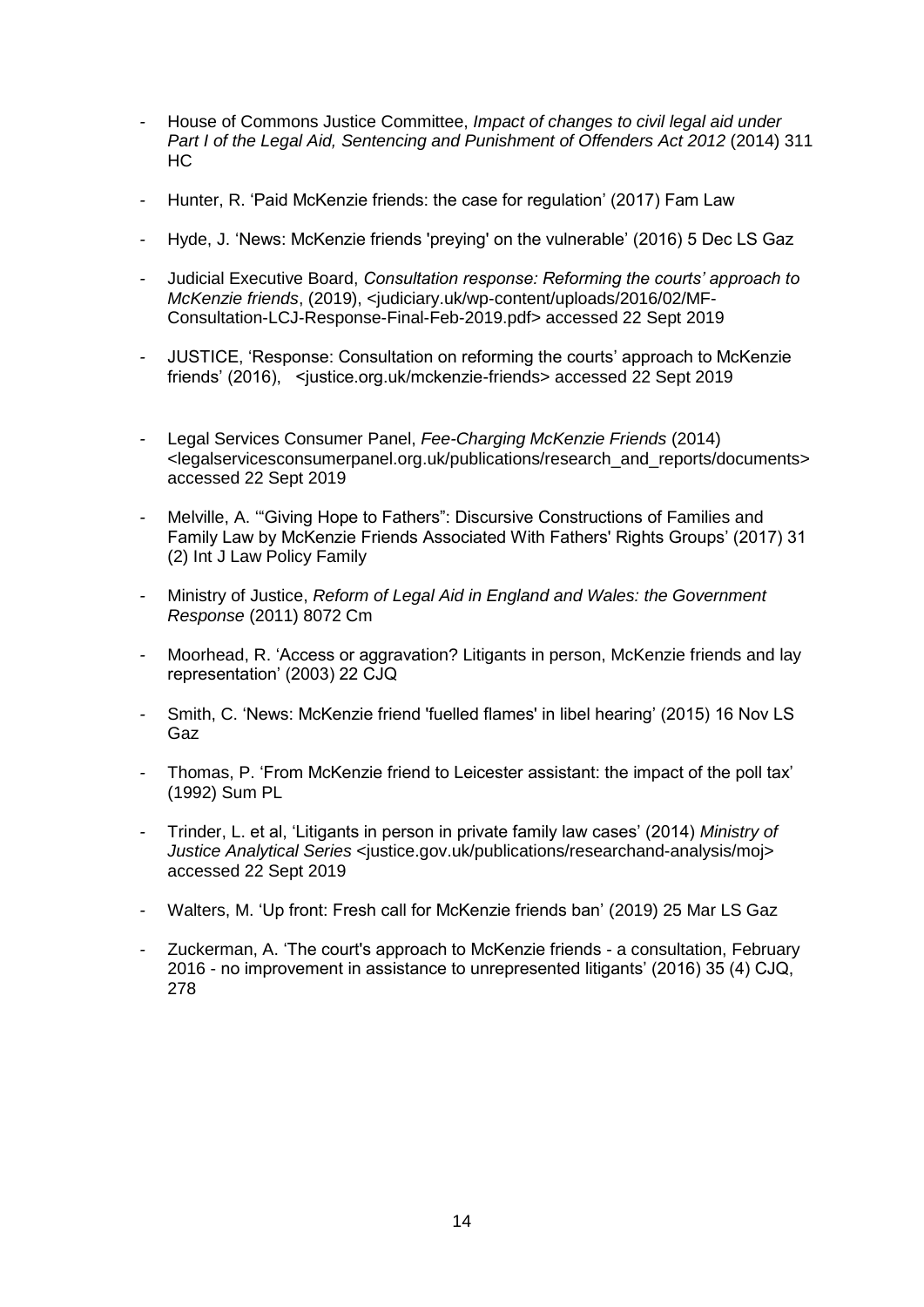- House of Commons Justice Committee, *Impact of changes to civil legal aid under Part I of the Legal Aid, Sentencing and Punishment of Offenders Act 2012* (2014) 311 HC

- Hunter, R. 'Paid McKenzie friends: the case for regulation' (2017) Fam Law

- Hyde, J. 'News: McKenzie friends 'preying' on the vulnerable' (2016) 5 Dec LS Gaz

- Judicial Executive Board, *Consultation response: Reforming the courts' approach to McKenzie friends*, (2019), <judiciary.uk/wp-content/uploads/2016/02/MF-Consultation-LCJ-Response-Final-Feb-2019.pdf> accessed 22 Sept 2019

- JUSTICE, 'Response: Consultation on reforming the courts' approach to McKenzie friends' (2016), <justice.org.uk/mckenzie-friends> accessed 22 Sept 2019

- Legal Services Consumer Panel, *Fee-Charging McKenzie Friends* (2014) <legalservicesconsumerpanel.org.uk/publications/research_and_reports/documents> accessed 22 Sept 2019

- Melville, A. '"Giving Hope to Fathers": Discursive Constructions of Families and Family Law by McKenzie Friends Associated With Fathers' Rights Groups' (2017) 31 (2) Int J Law Policy Family

- Ministry of Justice, *Reform of Legal Aid in England and Wales: the Government Response* (2011) 8072 Cm

- Moorhead, R. 'Access or aggravation? Litigants in person, McKenzie friends and lay representation' (2003) 22 CJQ

- Smith, C. 'News: McKenzie friend 'fuelled flames' in libel hearing' (2015) 16 Nov LS Gaz

- Thomas, P. 'From McKenzie friend to Leicester assistant: the impact of the poll tax' (1992) Sum PL

- Trinder, L. et al, 'Litigants in person in private family law cases' (2014) *Ministry of Justice Analytical Series* <justice.gov.uk/publications/researchand-analysis/moj> accessed 22 Sept 2019

- Walters, M. 'Up front: Fresh call for McKenzie friends ban' (2019) 25 Mar LS Gaz

- Zuckerman, A. 'The court's approach to McKenzie friends - a consultation, February 2016 - no improvement in assistance to unrepresented litigants' (2016) 35 (4) CJQ, 278